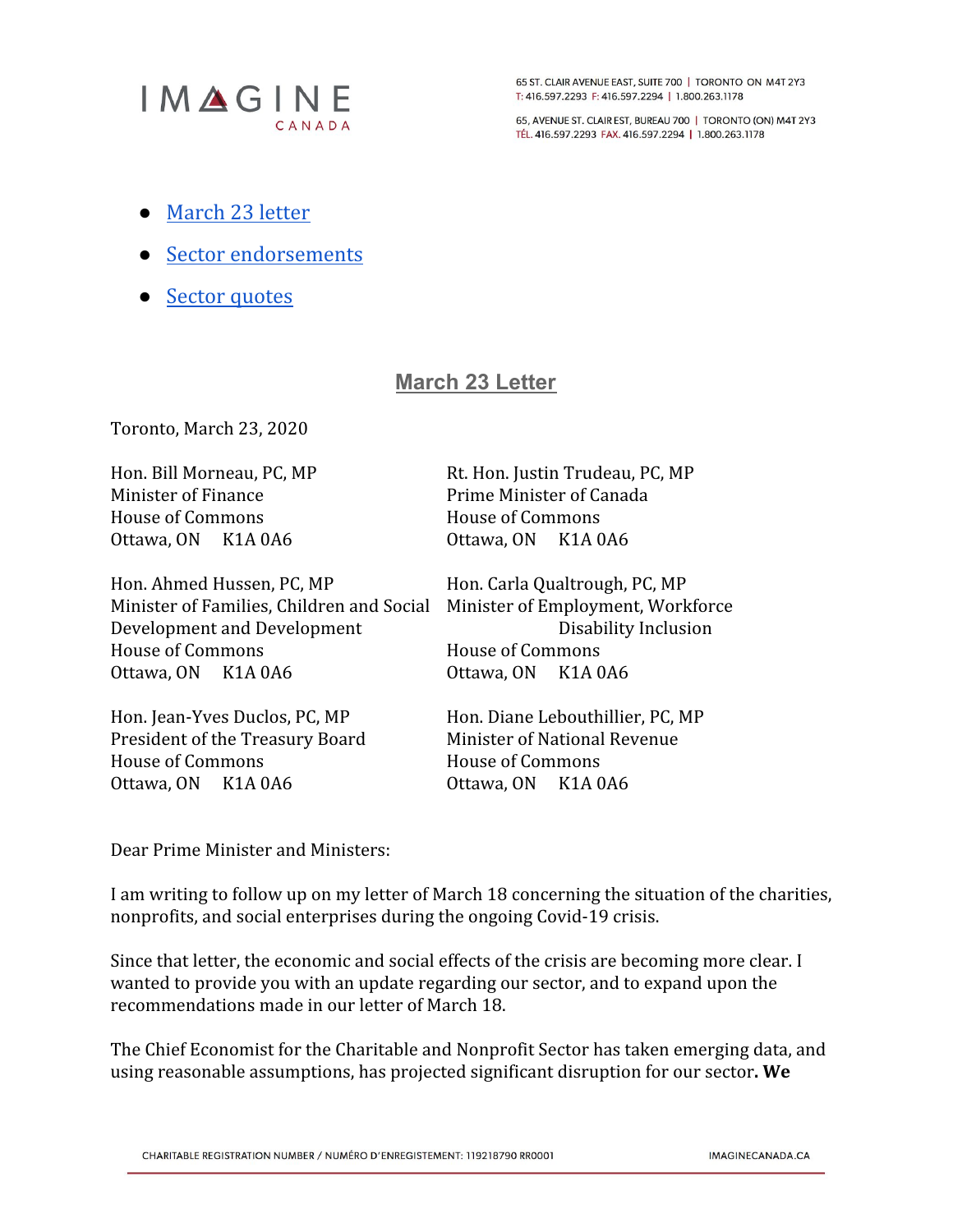- [March 23 letter]
- [Sector endorsements]
- [Sector quotes]

## March 23 Letter

Toronto, March 23, 2020

Hon. Bill Morneau, PC, MP
Minister of Finance
House of Commons
Ottawa, ON K1A 0A6

Rt. Hon. Justin Trudeau, PC, MP
Prime Minister of Canada
House of Commons
Ottawa, ON K1A 0A6

Hon. Ahmed Hussen, PC, MP
Minister of Families, Children and Social Development and Development
House of Commons
Ottawa, ON K1A 0A6

Hon. Carla Qualtrough, PC, MP
Minister of Employment, Workforce Disability Inclusion
House of Commons
Ottawa, ON K1A 0A6

Hon. Jean-Yves Duclos, PC, MP
President of the Treasury Board
House of Commons
Ottawa, ON K1A 0A6

Hon. Diane Lebouthillier, PC, MP
Minister of National Revenue
House of Commons
Ottawa, ON K1A 0A6

Dear Prime Minister and Ministers:

I am writing to follow up on my letter of March 18 concerning the situation of the charities, nonprofits, and social enterprises during the ongoing Covid-19 crisis.

Since that letter, the economic and social effects of the crisis are becoming more clear. I wanted to provide you with an update regarding our sector, and to expand upon the recommendations made in our letter of March 18.

The Chief Economist for the Charitable and Nonprofit Sector has taken emerging data, and using reasonable assumptions, has projected significant disruption for our sector**. We**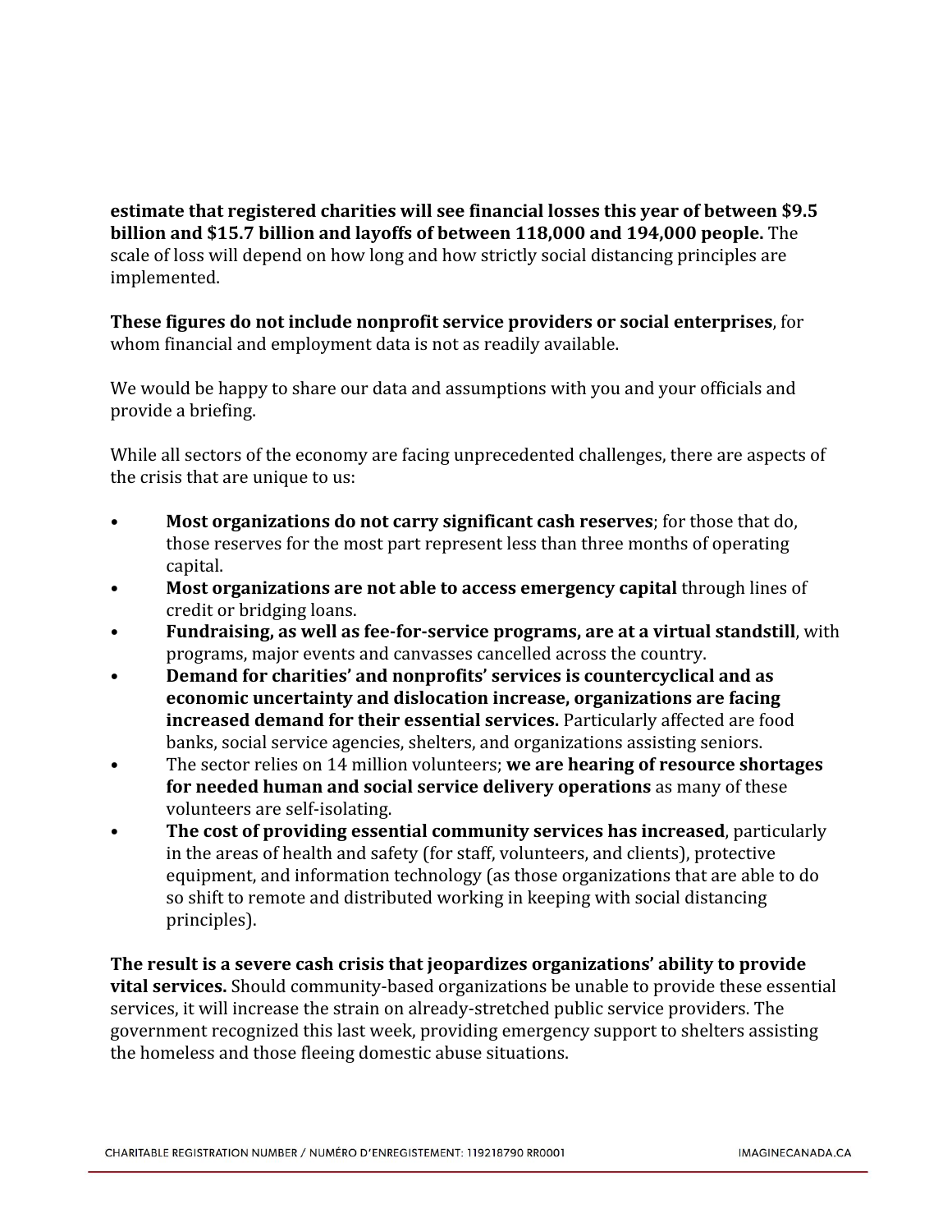**estimate that registered charities will see financial losses this year of between $9.5 billion and $15.7 billion and layoffs of between 118,000 and 194,000 people.** The scale of loss will depend on how long and how strictly social distancing principles are implemented.

**These figures do not include nonprofit service providers or social enterprises**, for whom financial and employment data is not as readily available.

We would be happy to share our data and assumptions with you and your officials and provide a briefing.

While all sectors of the economy are facing unprecedented challenges, there are aspects of the crisis that are unique to us:

- **Most organizations do not carry significant cash reserves**; for those that do, those reserves for the most part represent less than three months of operating capital.
- **Most organizations are not able to access emergency capital** through lines of credit or bridging loans.
- **Fundraising, as well as fee-for-service programs, are at a virtual standstill**, with programs, major events and canvasses cancelled across the country.
- **Demand for charities' and nonprofits' services is countercyclical and as economic uncertainty and dislocation increase, organizations are facing increased demand for their essential services.** Particularly affected are food banks, social service agencies, shelters, and organizations assisting seniors.
- The sector relies on 14 million volunteers; **we are hearing of resource shortages for needed human and social service delivery operations** as many of these volunteers are self-isolating.
- **The cost of providing essential community services has increased**, particularly in the areas of health and safety (for staff, volunteers, and clients), protective equipment, and information technology (as those organizations that are able to do so shift to remote and distributed working in keeping with social distancing principles).

**The result is a severe cash crisis that jeopardizes organizations' ability to provide vital services.** Should community-based organizations be unable to provide these essential services, it will increase the strain on already-stretched public service providers. The government recognized this last week, providing emergency support to shelters assisting the homeless and those fleeing domestic abuse situations.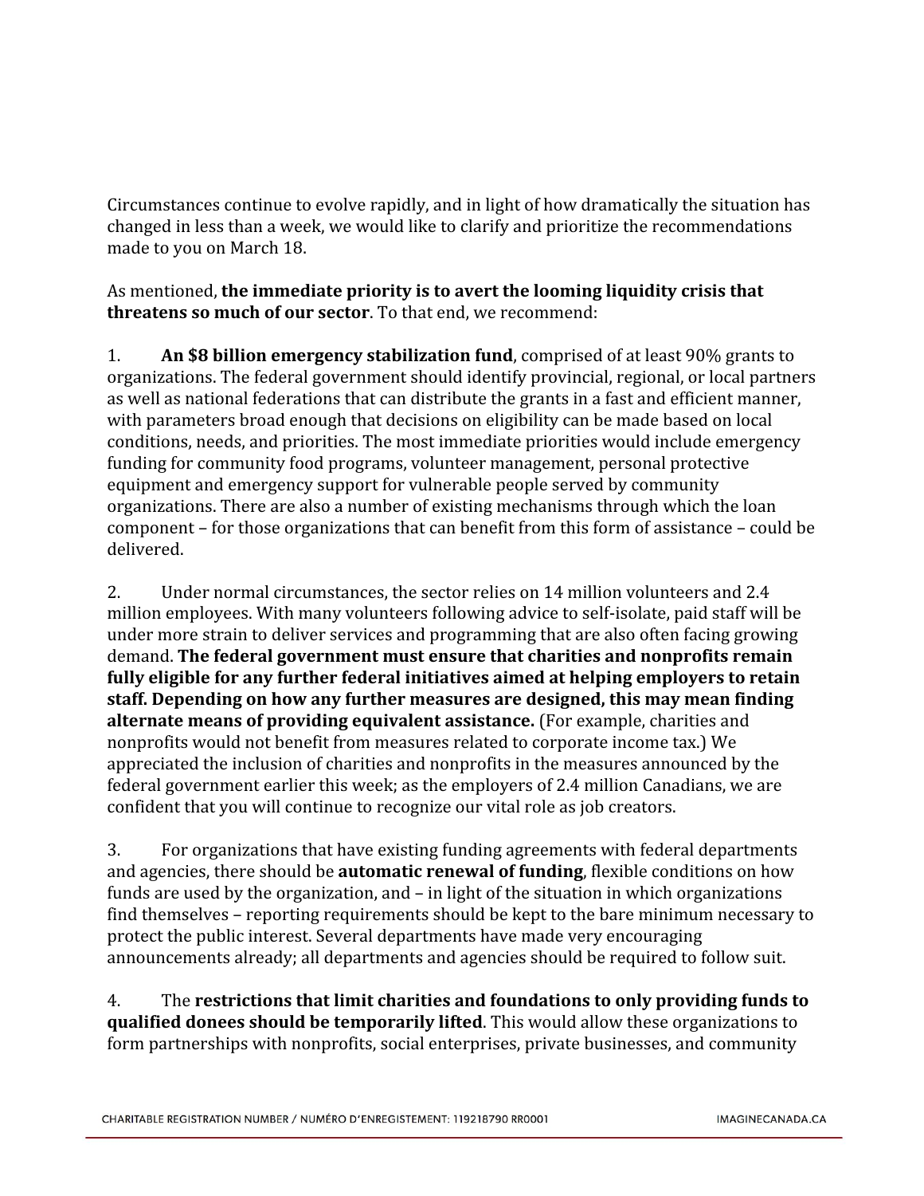Circumstances continue to evolve rapidly, and in light of how dramatically the situation has changed in less than a week, we would like to clarify and prioritize the recommendations made to you on March 18.

As mentioned, **the immediate priority is to avert the looming liquidity crisis that threatens so much of our sector**. To that end, we recommend:

1. **An $8 billion emergency stabilization fund**, comprised of at least 90% grants to organizations. The federal government should identify provincial, regional, or local partners as well as national federations that can distribute the grants in a fast and efficient manner, with parameters broad enough that decisions on eligibility can be made based on local conditions, needs, and priorities. The most immediate priorities would include emergency funding for community food programs, volunteer management, personal protective equipment and emergency support for vulnerable people served by community organizations. There are also a number of existing mechanisms through which the loan component – for those organizations that can benefit from this form of assistance – could be delivered.

2. Under normal circumstances, the sector relies on 14 million volunteers and 2.4 million employees. With many volunteers following advice to self-isolate, paid staff will be under more strain to deliver services and programming that are also often facing growing demand. **The federal government must ensure that charities and nonprofits remain fully eligible for any further federal initiatives aimed at helping employers to retain staff. Depending on how any further measures are designed, this may mean finding alternate means of providing equivalent assistance.** (For example, charities and nonprofits would not benefit from measures related to corporate income tax.) We appreciated the inclusion of charities and nonprofits in the measures announced by the federal government earlier this week; as the employers of 2.4 million Canadians, we are confident that you will continue to recognize our vital role as job creators.

3. For organizations that have existing funding agreements with federal departments and agencies, there should be **automatic renewal of funding**, flexible conditions on how funds are used by the organization, and – in light of the situation in which organizations find themselves – reporting requirements should be kept to the bare minimum necessary to protect the public interest. Several departments have made very encouraging announcements already; all departments and agencies should be required to follow suit.

4. The **restrictions that limit charities and foundations to only providing funds to qualified donees should be temporarily lifted**. This would allow these organizations to form partnerships with nonprofits, social enterprises, private businesses, and community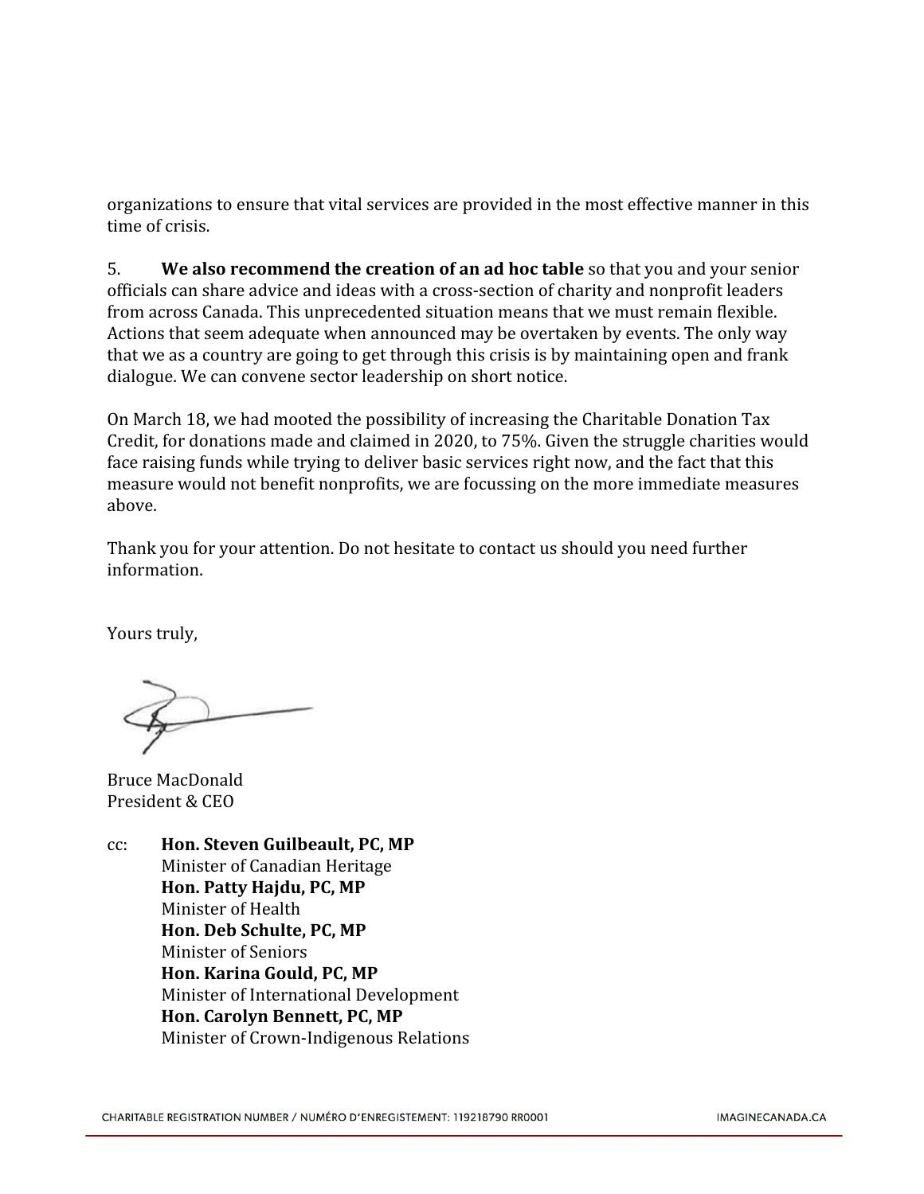organizations to ensure that vital services are provided in the most effective manner in this time of crisis.

5. **We also recommend the creation of an ad hoc table** so that you and your senior officials can share advice and ideas with a cross-section of charity and nonprofit leaders from across Canada. This unprecedented situation means that we must remain flexible. Actions that seem adequate when announced may be overtaken by events. The only way that we as a country are going to get through this crisis is by maintaining open and frank dialogue. We can convene sector leadership on short notice.

On March 18, we had mooted the possibility of increasing the Charitable Donation Tax Credit, for donations made and claimed in 2020, to 75%. Given the struggle charities would face raising funds while trying to deliver basic services right now, and the fact that this measure would not benefit nonprofits, we are focussing on the more immediate measures above.

Thank you for your attention. Do not hesitate to contact us should you need further information.

Yours truly,

Bruce MacDonald
President & CEO

cc: **Hon. Steven Guilbeault, PC, MP**
Minister of Canadian Heritage
**Hon. Patty Hajdu, PC, MP**
Minister of Health
**Hon. Deb Schulte, PC, MP**
Minister of Seniors
**Hon. Karina Gould, PC, MP**
Minister of International Development
**Hon. Carolyn Bennett, PC, MP**
Minister of Crown-Indigenous Relations

CHARITABLE REGISTRATION NUMBER / NUMÉRO D'ENREGISTEMENT: 119218790 RR0001 IMAGINECANADA.CA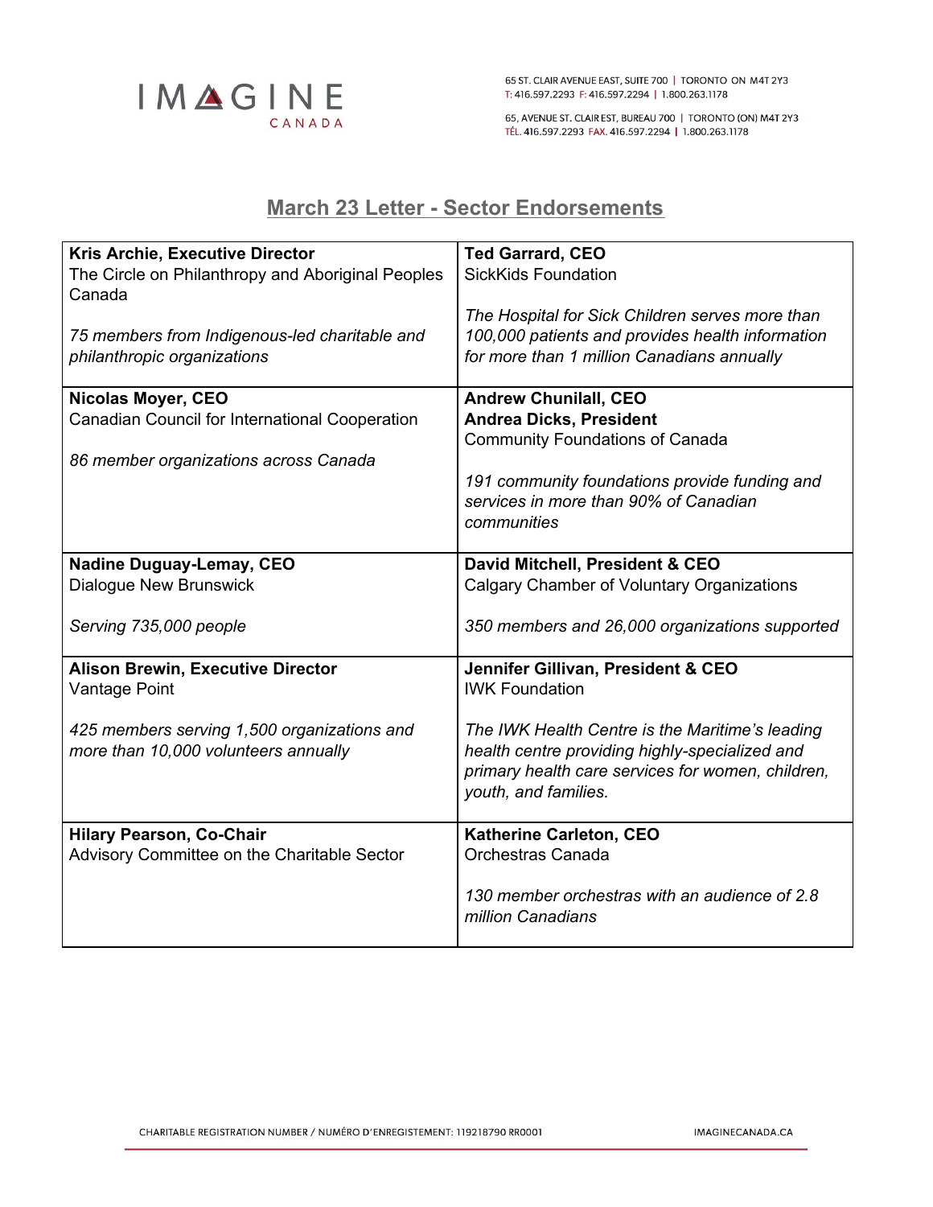## March 23 Letter - Sector Endorsements

| | |
|---|---|
| **Kris Archie, Executive Director**<br>The Circle on Philanthropy and Aboriginal Peoples Canada<br><br>*75 members from Indigenous-led charitable and philanthropic organizations* | **Ted Garrard, CEO**<br>SickKids Foundation<br><br>*The Hospital for Sick Children serves more than 100,000 patients and provides health information for more than 1 million Canadians annually* |
| **Nicolas Moyer, CEO**<br>Canadian Council for International Cooperation<br><br>*86 member organizations across Canada* | **Andrew Chunilall, CEO**<br>**Andrea Dicks, President**<br>Community Foundations of Canada<br><br>*191 community foundations provide funding and services in more than 90% of Canadian communities* |
| **Nadine Duguay-Lemay, CEO**<br>Dialogue New Brunswick<br><br>*Serving 735,000 people* | **David Mitchell, President & CEO**<br>Calgary Chamber of Voluntary Organizations<br><br>*350 members and 26,000 organizations supported* |
| **Alison Brewin, Executive Director**<br>Vantage Point<br><br>*425 members serving 1,500 organizations and more than 10,000 volunteers annually* | **Jennifer Gillivan, President & CEO**<br>IWK Foundation<br><br>*The IWK Health Centre is the Maritime's leading health centre providing highly-specialized and primary health care services for women, children, youth, and families.* |
| **Hilary Pearson, Co-Chair**<br>Advisory Committee on the Charitable Sector | **Katherine Carleton, CEO**<br>Orchestras Canada<br><br>*130 member orchestras with an audience of 2.8 million Canadians* |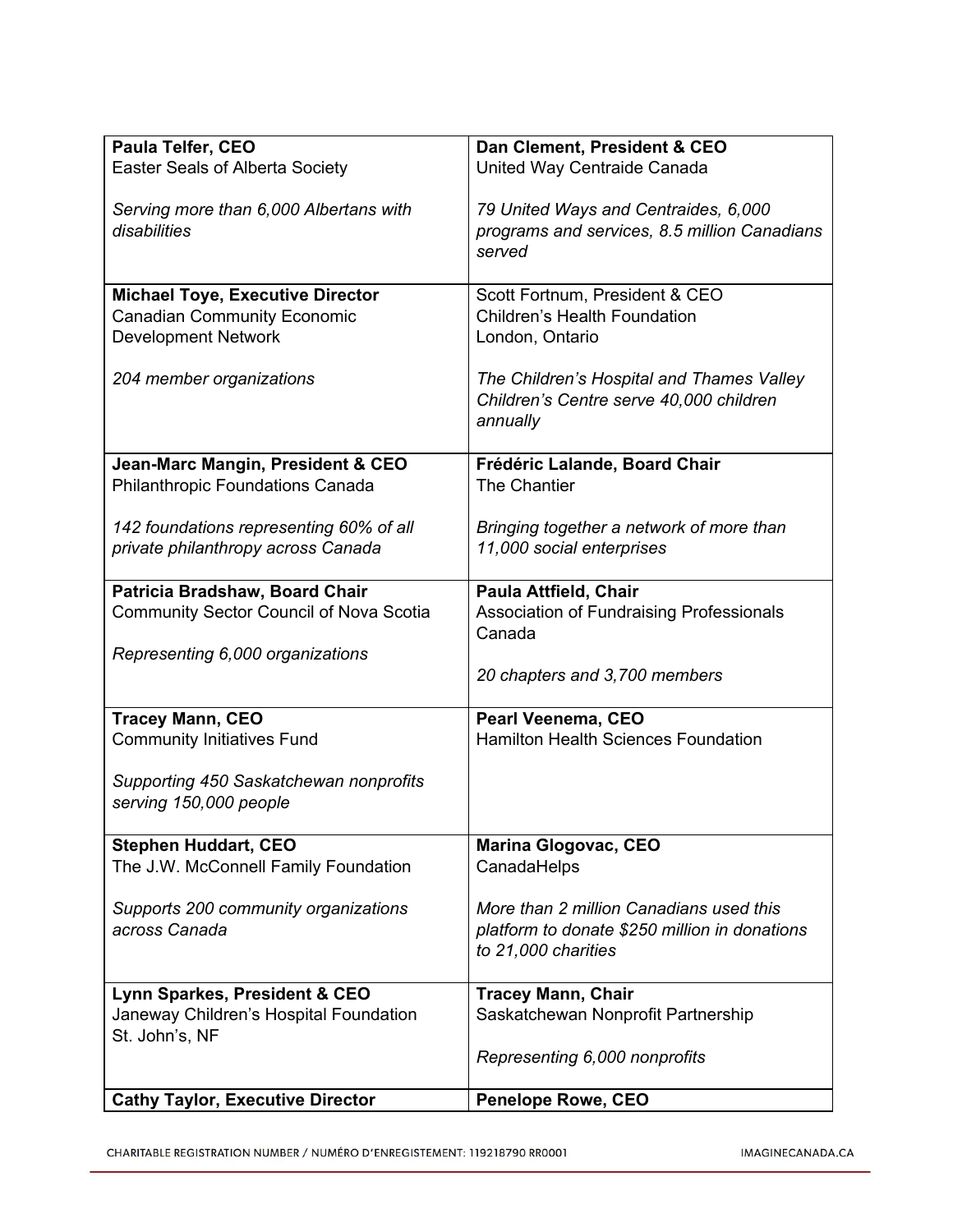| | |
|---|---|
| **Paula Telfer, CEO**<br>Easter Seals of Alberta Society<br><br>*Serving more than 6,000 Albertans with disabilities* | **Dan Clement, President & CEO**<br>United Way Centraide Canada<br><br>*79 United Ways and Centraides, 6,000 programs and services, 8.5 million Canadians served* |
| **Michael Toye, Executive Director**<br>Canadian Community Economic Development Network<br><br>*204 member organizations* | Scott Fortnum, President & CEO<br>Children's Health Foundation<br>London, Ontario<br><br>*The Children's Hospital and Thames Valley Children's Centre serve 40,000 children annually* |
| **Jean-Marc Mangin, President & CEO**<br>Philanthropic Foundations Canada<br><br>*142 foundations representing 60% of all private philanthropy across Canada* | **Frédéric Lalande, Board Chair**<br>The Chantier<br><br>*Bringing together a network of more than 11,000 social enterprises* |
| **Patricia Bradshaw, Board Chair**<br>Community Sector Council of Nova Scotia<br><br>*Representing 6,000 organizations* | **Paula Attfield, Chair**<br>Association of Fundraising Professionals Canada<br><br>*20 chapters and 3,700 members* |
| **Tracey Mann, CEO**<br>Community Initiatives Fund<br><br>*Supporting 450 Saskatchewan nonprofits serving 150,000 people* | **Pearl Veenema, CEO**<br>Hamilton Health Sciences Foundation |
| **Stephen Huddart, CEO**<br>The J.W. McConnell Family Foundation<br><br>*Supports 200 community organizations across Canada* | **Marina Glogovac, CEO**<br>CanadaHelps<br><br>*More than 2 million Canadians used this platform to donate $250 million in donations to 21,000 charities* |
| **Lynn Sparkes, President & CEO**<br>Janeway Children's Hospital Foundation<br>St. John's, NF | **Tracey Mann, Chair**<br>Saskatchewan Nonprofit Partnership<br><br>*Representing 6,000 nonprofits* |
| **Cathy Taylor, Executive Director** | **Penelope Rowe, CEO** |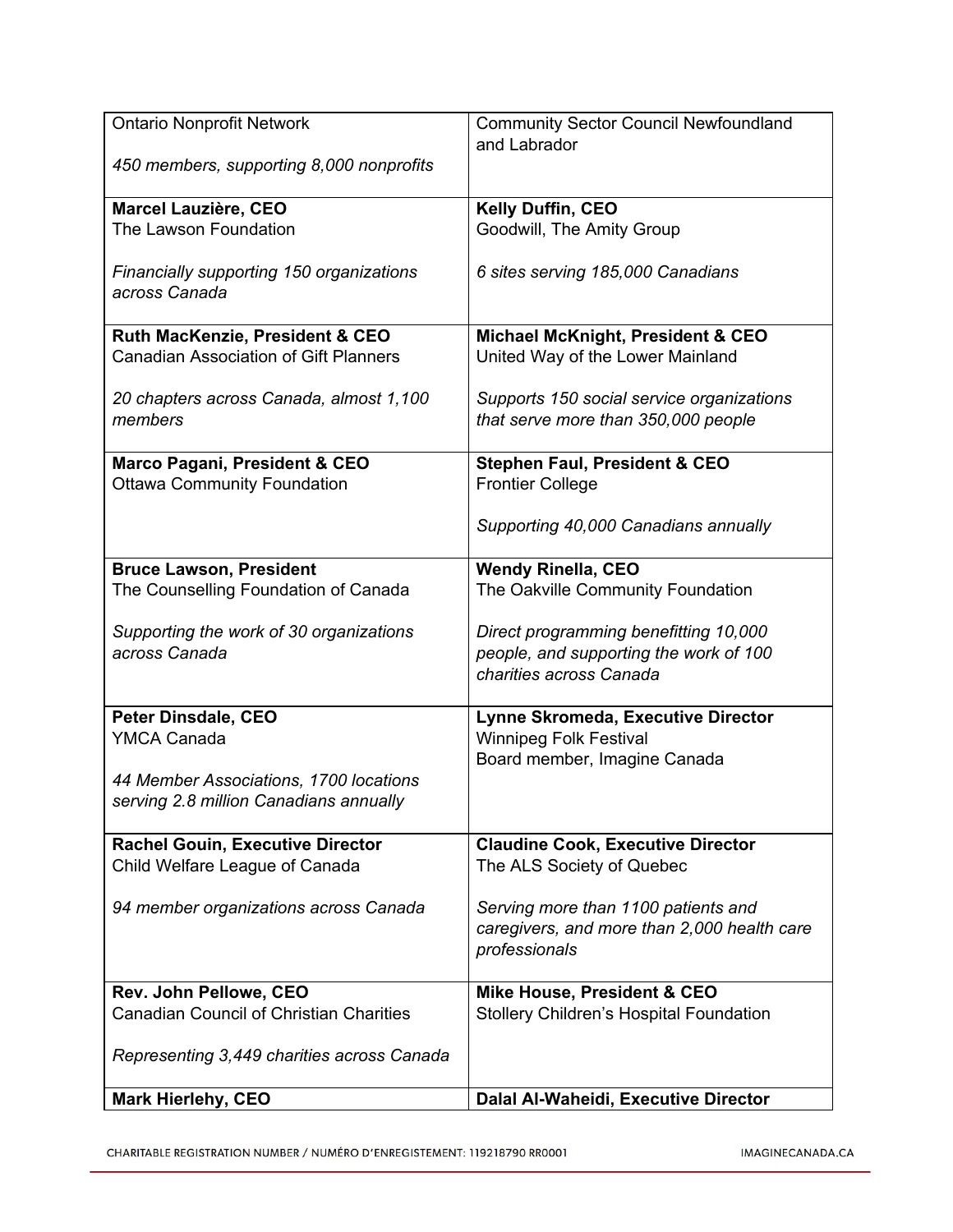| | |
|---|---|
| Ontario Nonprofit Network<br><br>*450 members, supporting 8,000 nonprofits* | Community Sector Council Newfoundland and Labrador |
| **Marcel Lauzière, CEO**<br>The Lawson Foundation<br><br>*Financially supporting 150 organizations across Canada* | **Kelly Duffin, CEO**<br>Goodwill, The Amity Group<br><br>*6 sites serving 185,000 Canadians* |
| **Ruth MacKenzie, President & CEO**<br>Canadian Association of Gift Planners<br><br>*20 chapters across Canada, almost 1,100 members* | **Michael McKnight, President & CEO**<br>United Way of the Lower Mainland<br><br>*Supports 150 social service organizations that serve more than 350,000 people* |
| **Marco Pagani, President & CEO**<br>Ottawa Community Foundation | **Stephen Faul, President & CEO**<br>Frontier College<br><br>*Supporting 40,000 Canadians annually* |
| **Bruce Lawson, President**<br>The Counselling Foundation of Canada<br><br>*Supporting the work of 30 organizations across Canada* | **Wendy Rinella, CEO**<br>The Oakville Community Foundation<br><br>*Direct programming benefitting 10,000 people, and supporting the work of 100 charities across Canada* |
| **Peter Dinsdale, CEO**<br>YMCA Canada<br><br>*44 Member Associations, 1700 locations serving 2.8 million Canadians annually* | **Lynne Skromeda, Executive Director**<br>Winnipeg Folk Festival<br>Board member, Imagine Canada |
| **Rachel Gouin, Executive Director**<br>Child Welfare League of Canada<br><br>*94 member organizations across Canada* | **Claudine Cook, Executive Director**<br>The ALS Society of Quebec<br><br>*Serving more than 1100 patients and caregivers, and more than 2,000 health care professionals* |
| **Rev. John Pellowe, CEO**<br>Canadian Council of Christian Charities<br><br>*Representing 3,449 charities across Canada* | **Mike House, President & CEO**<br>Stollery Children's Hospital Foundation |
| **Mark Hierlehy, CEO** | **Dalal Al-Waheidi, Executive Director** |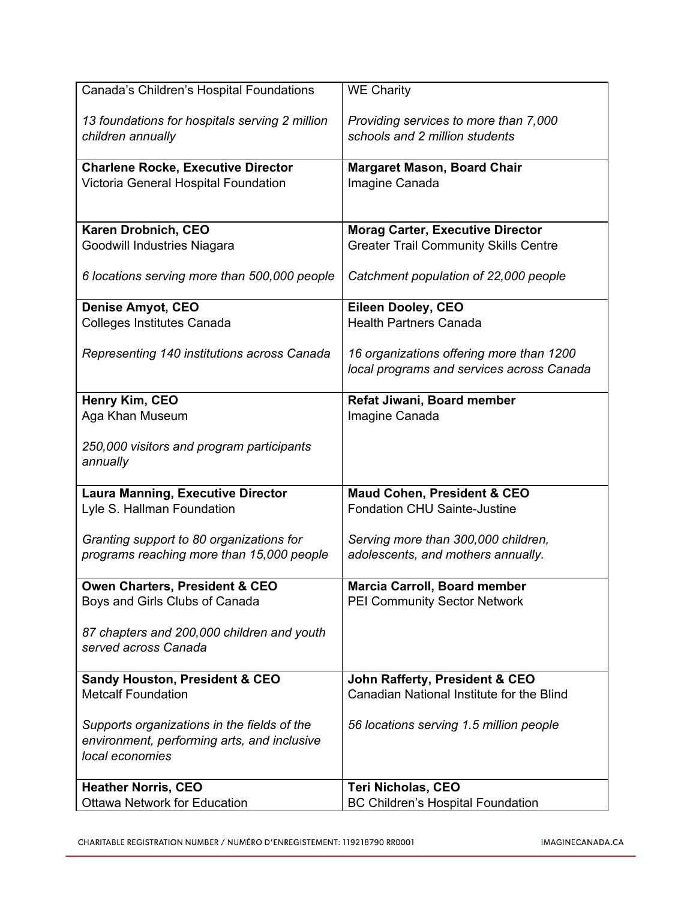| | |
|---|---|
| Canada's Children's Hospital Foundations<br><br>*13 foundations for hospitals serving 2 million children annually* | WE Charity<br><br>*Providing services to more than 7,000 schools and 2 million students* |
| **Charlene Rocke, Executive Director**<br>Victoria General Hospital Foundation | **Margaret Mason, Board Chair**<br>Imagine Canada |
| **Karen Drobnich, CEO**<br>Goodwill Industries Niagara<br><br>*6 locations serving more than 500,000 people* | **Morag Carter, Executive Director**<br>Greater Trail Community Skills Centre<br><br>*Catchment population of 22,000 people* |
| **Denise Amyot, CEO**<br>Colleges Institutes Canada<br><br>*Representing 140 institutions across Canada* | **Eileen Dooley, CEO**<br>Health Partners Canada<br><br>*16 organizations offering more than 1200 local programs and services across Canada* |
| **Henry Kim, CEO**<br>Aga Khan Museum<br><br>*250,000 visitors and program participants annually* | **Refat Jiwani, Board member**<br>Imagine Canada |
| **Laura Manning, Executive Director**<br>Lyle S. Hallman Foundation<br><br>*Granting support to 80 organizations for programs reaching more than 15,000 people* | **Maud Cohen, President & CEO**<br>Fondation CHU Sainte-Justine<br><br>*Serving more than 300,000 children, adolescents, and mothers annually.* |
| **Owen Charters, President & CEO**<br>Boys and Girls Clubs of Canada<br><br>*87 chapters and 200,000 children and youth served across Canada* | **Marcia Carroll, Board member**<br>PEI Community Sector Network |
| **Sandy Houston, President & CEO**<br>Metcalf Foundation<br><br>*Supports organizations in the fields of the environment, performing arts, and inclusive local economies* | **John Rafferty, President & CEO**<br>Canadian National Institute for the Blind<br><br>*56 locations serving 1.5 million people* |
| **Heather Norris, CEO**<br>Ottawa Network for Education | **Teri Nicholas, CEO**<br>BC Children's Hospital Foundation |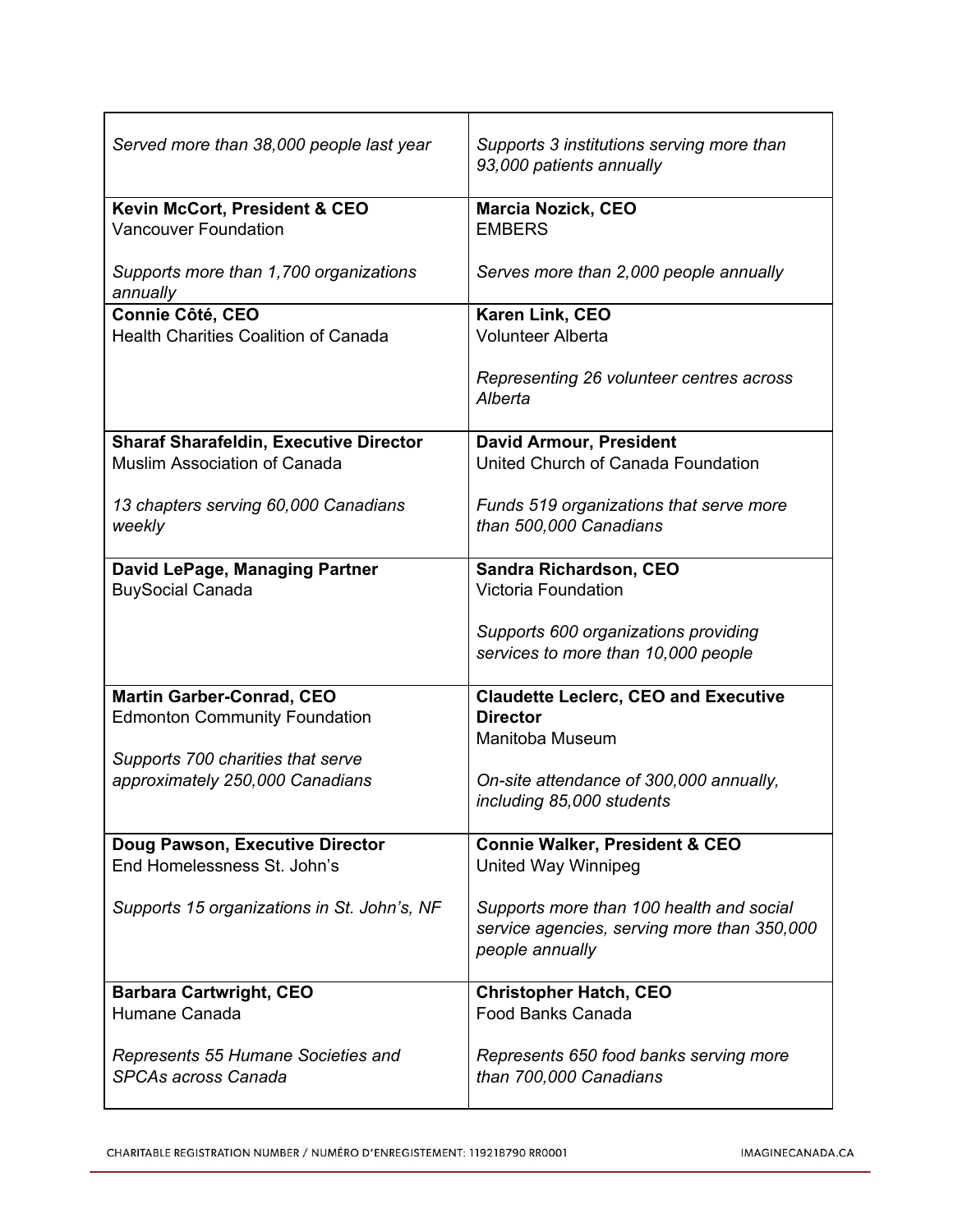| | |
|---|---|
| *Served more than 38,000 people last year* | *Supports 3 institutions serving more than 93,000 patients annually* |
| **Kevin McCort, President & CEO**<br>Vancouver Foundation<br><br>*Supports more than 1,700 organizations annually* | **Marcia Nozick, CEO**<br>EMBERS<br><br>*Serves more than 2,000 people annually* |
| **Connie Côté, CEO**<br>Health Charities Coalition of Canada | **Karen Link, CEO**<br>Volunteer Alberta<br><br>*Representing 26 volunteer centres across Alberta* |
| **Sharaf Sharafeldin, Executive Director**<br>Muslim Association of Canada<br><br>*13 chapters serving 60,000 Canadians weekly* | **David Armour, President**<br>United Church of Canada Foundation<br><br>*Funds 519 organizations that serve more than 500,000 Canadians* |
| **David LePage, Managing Partner**<br>BuySocial Canada | **Sandra Richardson, CEO**<br>Victoria Foundation<br><br>*Supports 600 organizations providing services to more than 10,000 people* |
| **Martin Garber-Conrad, CEO**<br>Edmonton Community Foundation<br><br>*Supports 700 charities that serve approximately 250,000 Canadians* | **Claudette Leclerc, CEO and Executive Director**<br>Manitoba Museum<br><br>*On-site attendance of 300,000 annually, including 85,000 students* |
| **Doug Pawson, Executive Director**<br>End Homelessness St. John's<br><br>*Supports 15 organizations in St. John's, NF* | **Connie Walker, President & CEO**<br>United Way Winnipeg<br><br>*Supports more than 100 health and social service agencies, serving more than 350,000 people annually* |
| **Barbara Cartwright, CEO**<br>Humane Canada<br><br>*Represents 55 Humane Societies and SPCAs across Canada* | **Christopher Hatch, CEO**<br>Food Banks Canada<br><br>*Represents 650 food banks serving more than 700,000 Canadians* |

CHARITABLE REGISTRATION NUMBER / NUMÉRO D'ENREGISTEMENT: 119218790 RR0001 IMAGINECANADA.CA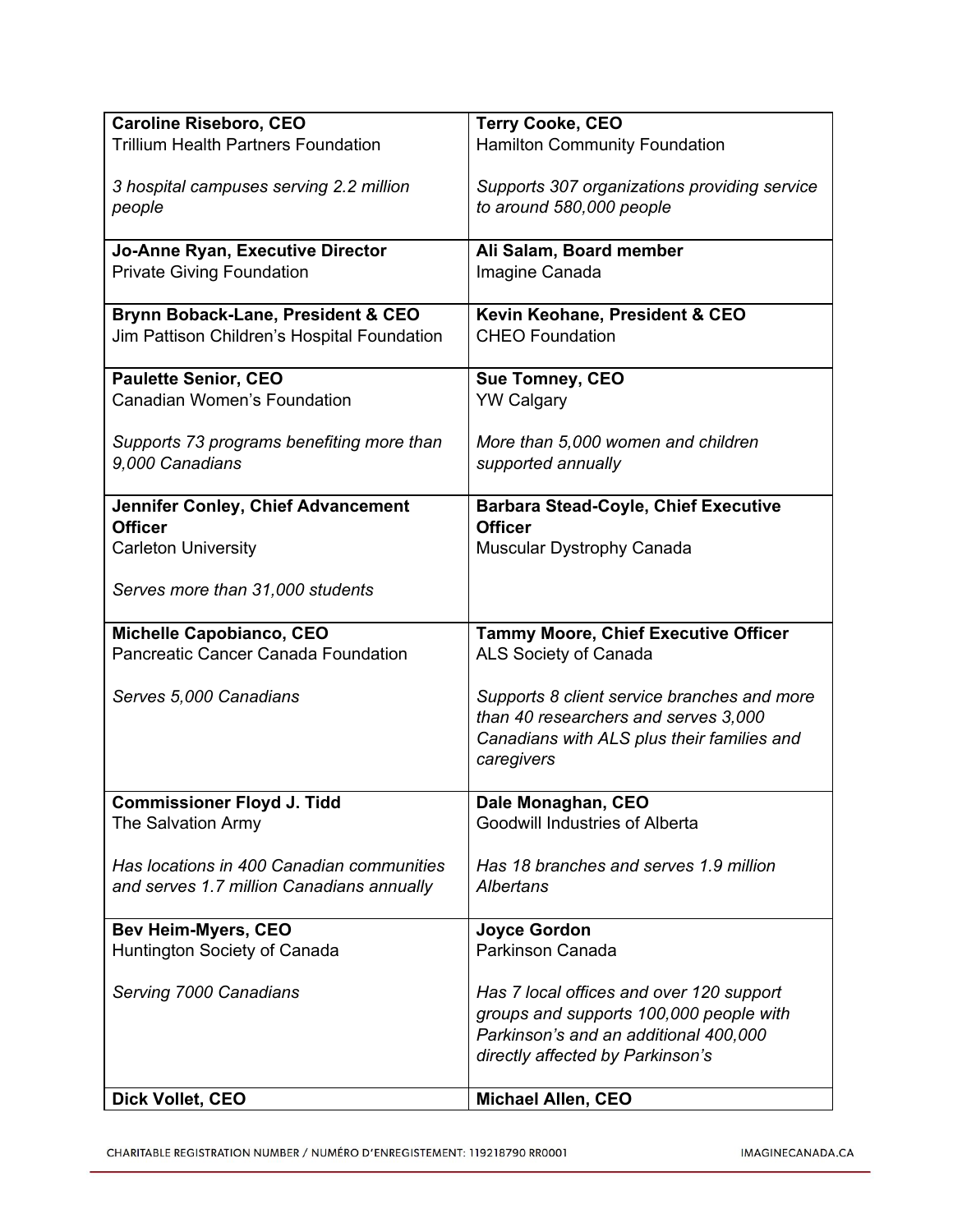| **Caroline Riseboro, CEO**<br>Trillium Health Partners Foundation<br><br>*3 hospital campuses serving 2.2 million people* | **Terry Cooke, CEO**<br>Hamilton Community Foundation<br><br>*Supports 307 organizations providing service to around 580,000 people* |
|---|---|
| **Jo-Anne Ryan, Executive Director**<br>Private Giving Foundation | **Ali Salam, Board member**<br>Imagine Canada |
| **Brynn Boback-Lane, President & CEO**<br>Jim Pattison Children's Hospital Foundation | **Kevin Keohane, President & CEO**<br>CHEO Foundation |
| **Paulette Senior, CEO**<br>Canadian Women's Foundation<br><br>*Supports 73 programs benefiting more than 9,000 Canadians* | **Sue Tomney, CEO**<br>YW Calgary<br><br>*More than 5,000 women and children supported annually* |
| **Jennifer Conley, Chief Advancement Officer**<br>Carleton University<br><br>*Serves more than 31,000 students* | **Barbara Stead-Coyle, Chief Executive Officer**<br>Muscular Dystrophy Canada |
| **Michelle Capobianco, CEO**<br>Pancreatic Cancer Canada Foundation<br><br>*Serves 5,000 Canadians* | **Tammy Moore, Chief Executive Officer**<br>ALS Society of Canada<br><br>*Supports 8 client service branches and more than 40 researchers and serves 3,000 Canadians with ALS plus their families and caregivers* |
| **Commissioner Floyd J. Tidd**<br>The Salvation Army<br><br>*Has locations in 400 Canadian communities and serves 1.7 million Canadians annually* | **Dale Monaghan, CEO**<br>Goodwill Industries of Alberta<br><br>*Has 18 branches and serves 1.9 million Albertans* |
| **Bev Heim-Myers, CEO**<br>Huntington Society of Canada<br><br>*Serving 7000 Canadians* | **Joyce Gordon**<br>Parkinson Canada<br><br>*Has 7 local offices and over 120 support groups and supports 100,000 people with Parkinson's and an additional 400,000 directly affected by Parkinson's* |
| **Dick Vollet, CEO** | **Michael Allen, CEO** |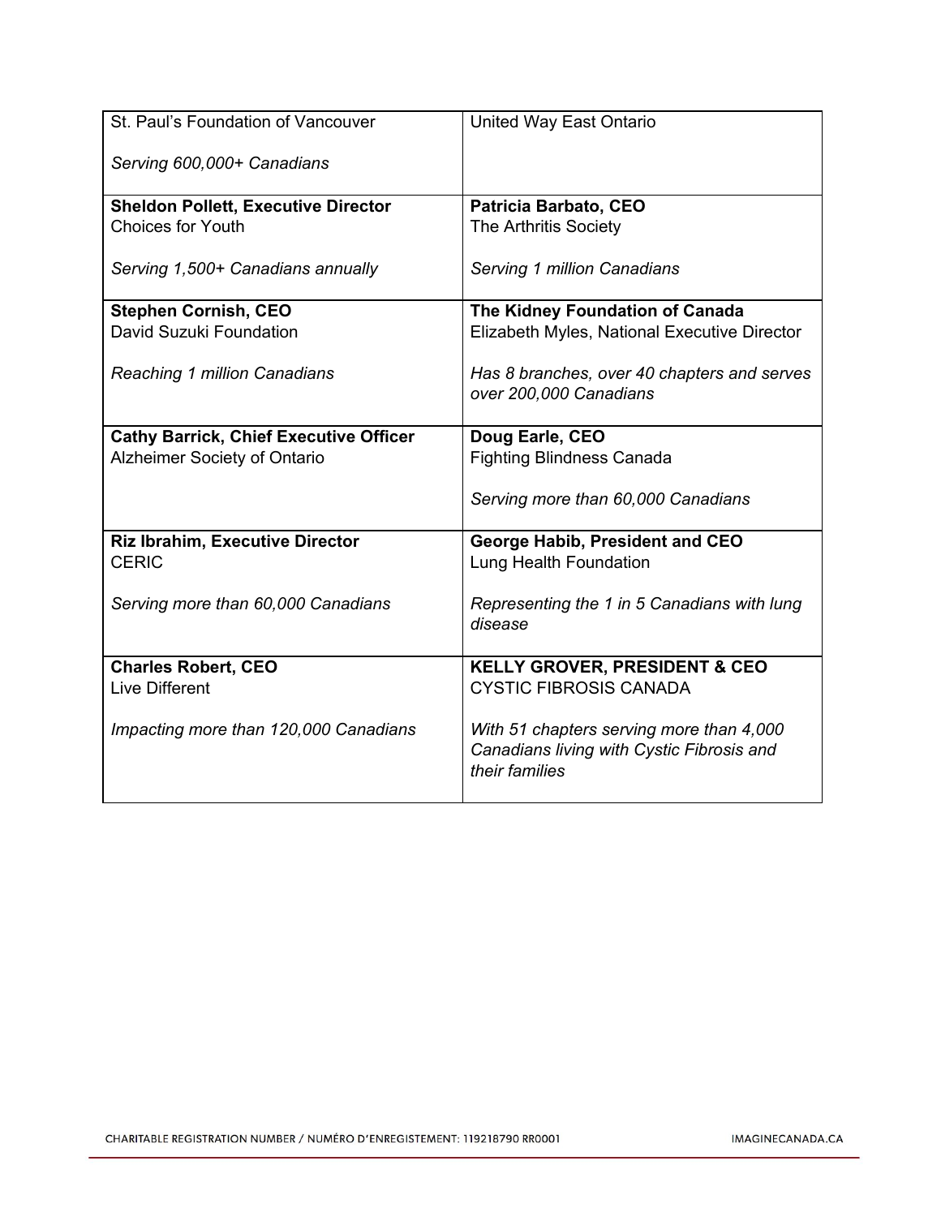| | |
|---|---|
| St. Paul's Foundation of Vancouver<br><br>*Serving 600,000+ Canadians* | United Way East Ontario |
| **Sheldon Pollett, Executive Director**<br>Choices for Youth<br><br>*Serving 1,500+ Canadians annually* | **Patricia Barbato, CEO**<br>The Arthritis Society<br><br>*Serving 1 million Canadians* |
| **Stephen Cornish, CEO**<br>David Suzuki Foundation<br><br>*Reaching 1 million Canadians* | **The Kidney Foundation of Canada**<br>Elizabeth Myles, National Executive Director<br><br>*Has 8 branches, over 40 chapters and serves over 200,000 Canadians* |
| **Cathy Barrick, Chief Executive Officer**<br>Alzheimer Society of Ontario | **Doug Earle, CEO**<br>Fighting Blindness Canada<br><br>*Serving more than 60,000 Canadians* |
| **Riz Ibrahim, Executive Director**<br>CERIC<br><br>*Serving more than 60,000 Canadians* | **George Habib, President and CEO**<br>Lung Health Foundation<br><br>*Representing the 1 in 5 Canadians with lung disease* |
| **Charles Robert, CEO**<br>Live Different<br><br>*Impacting more than 120,000 Canadians* | **KELLY GROVER, PRESIDENT & CEO**<br>CYSTIC FIBROSIS CANADA<br><br>*With 51 chapters serving more than 4,000 Canadians living with Cystic Fibrosis and their families* |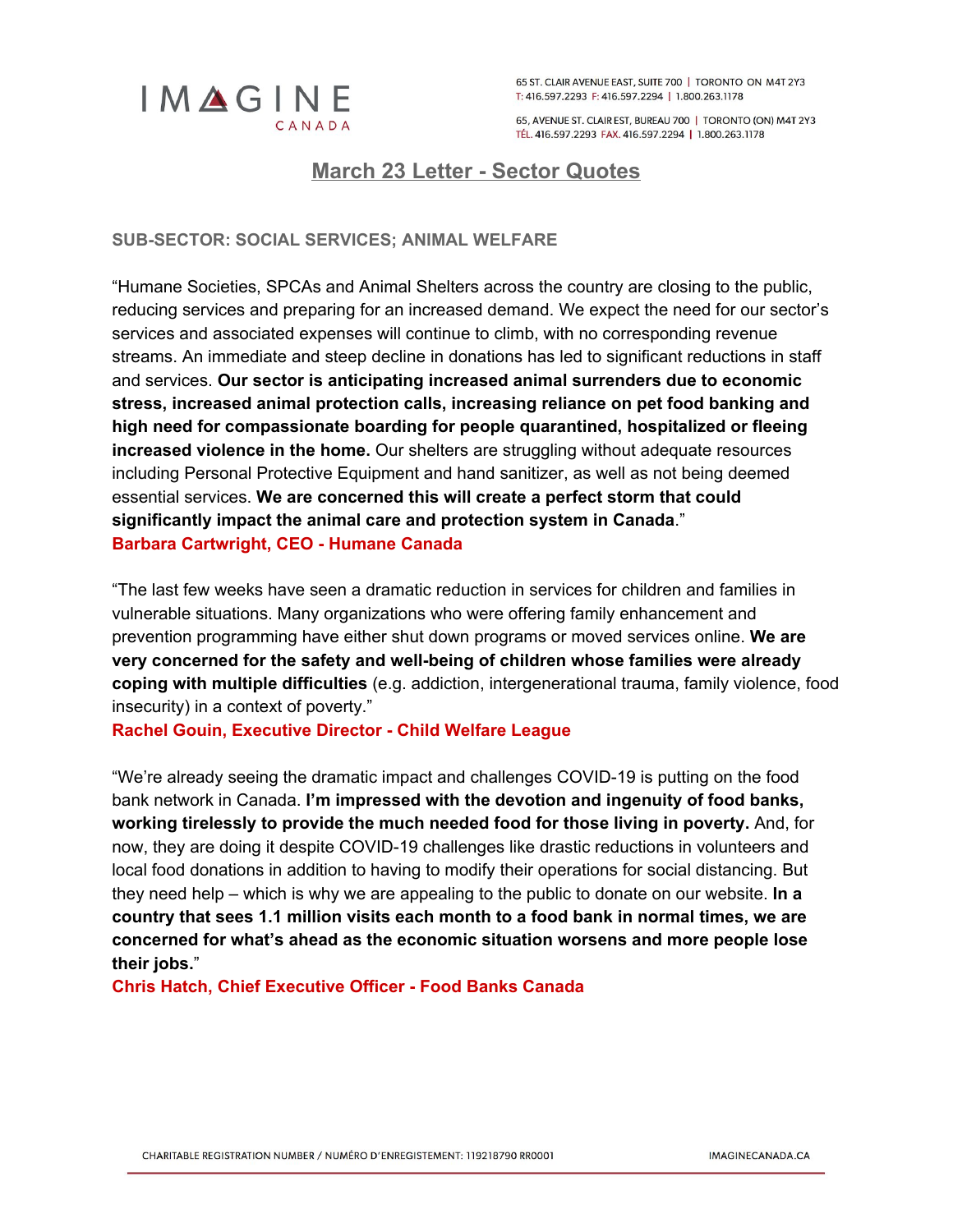# March 23 Letter - Sector Quotes

### SUB-SECTOR: SOCIAL SERVICES; ANIMAL WELFARE

"Humane Societies, SPCAs and Animal Shelters across the country are closing to the public, reducing services and preparing for an increased demand. We expect the need for our sector's services and associated expenses will continue to climb, with no corresponding revenue streams. An immediate and steep decline in donations has led to significant reductions in staff and services. **Our sector is anticipating increased animal surrenders due to economic stress, increased animal protection calls, increasing reliance on pet food banking and high need for compassionate boarding for people quarantined, hospitalized or fleeing increased violence in the home.** Our shelters are struggling without adequate resources including Personal Protective Equipment and hand sanitizer, as well as not being deemed essential services. **We are concerned this will create a perfect storm that could significantly impact the animal care and protection system in Canada**."
**Barbara Cartwright, CEO - Humane Canada**

"The last few weeks have seen a dramatic reduction in services for children and families in vulnerable situations. Many organizations who were offering family enhancement and prevention programming have either shut down programs or moved services online. **We are very concerned for the safety and well-being of children whose families were already coping with multiple difficulties** (e.g. addiction, intergenerational trauma, family violence, food insecurity) in a context of poverty."
**Rachel Gouin, Executive Director - Child Welfare League**

"We're already seeing the dramatic impact and challenges COVID-19 is putting on the food bank network in Canada. **I'm impressed with the devotion and ingenuity of food banks, working tirelessly to provide the much needed food for those living in poverty.** And, for now, they are doing it despite COVID-19 challenges like drastic reductions in volunteers and local food donations in addition to having to modify their operations for social distancing. But they need help – which is why we are appealing to the public to donate on our website. **In a country that sees 1.1 million visits each month to a food bank in normal times, we are concerned for what's ahead as the economic situation worsens and more people lose their jobs.**"
**Chris Hatch, Chief Executive Officer - Food Banks Canada**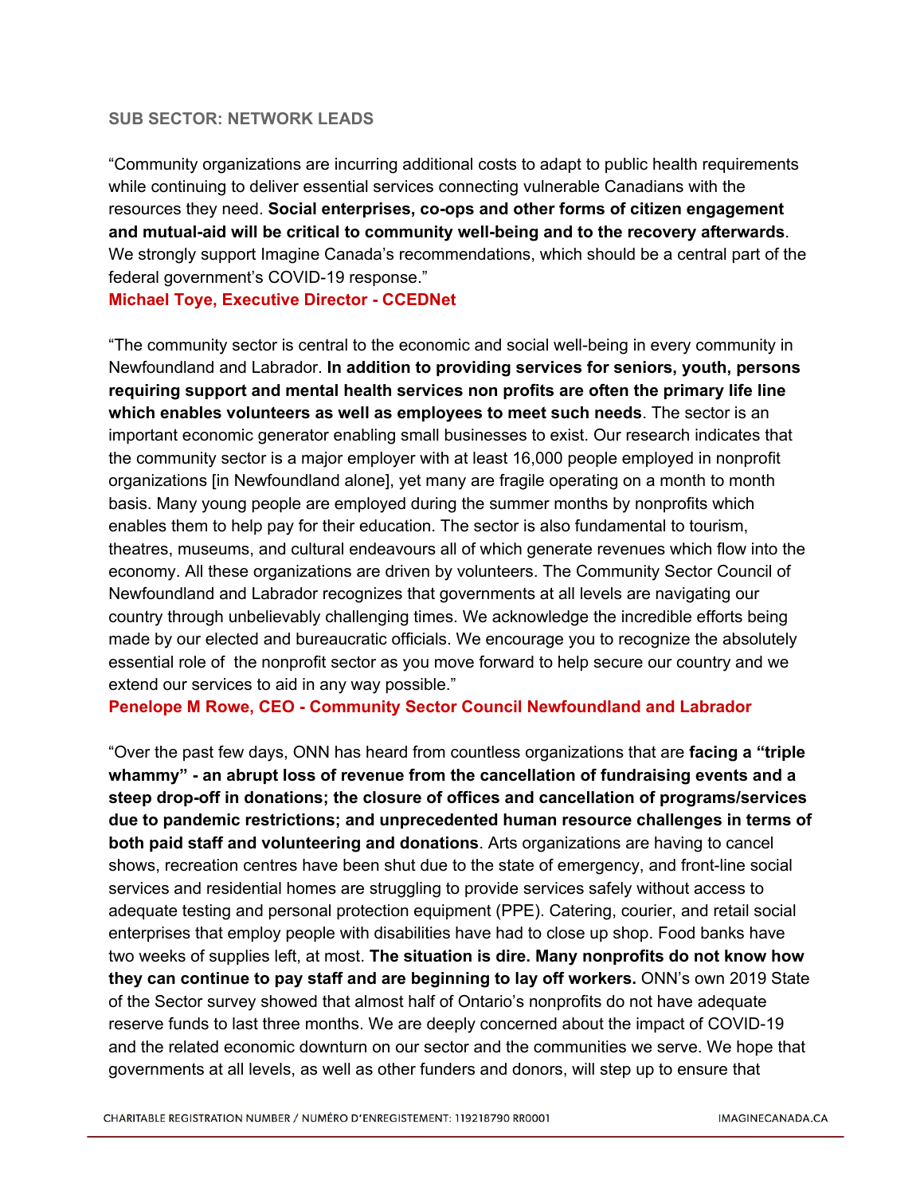**SUB SECTOR: NETWORK LEADS**

"Community organizations are incurring additional costs to adapt to public health requirements while continuing to deliver essential services connecting vulnerable Canadians with the resources they need. **Social enterprises, co-ops and other forms of citizen engagement and mutual-aid will be critical to community well-being and to the recovery afterwards**. We strongly support Imagine Canada's recommendations, which should be a central part of the federal government's COVID-19 response."
**Michael Toye, Executive Director - CCEDNet**

"The community sector is central to the economic and social well-being in every community in Newfoundland and Labrador. **In addition to providing services for seniors, youth, persons requiring support and mental health services non profits are often the primary life line which enables volunteers as well as employees to meet such needs**. The sector is an important economic generator enabling small businesses to exist. Our research indicates that the community sector is a major employer with at least 16,000 people employed in nonprofit organizations [in Newfoundland alone], yet many are fragile operating on a month to month basis. Many young people are employed during the summer months by nonprofits which enables them to help pay for their education. The sector is also fundamental to tourism, theatres, museums, and cultural endeavours all of which generate revenues which flow into the economy. All these organizations are driven by volunteers. The Community Sector Council of Newfoundland and Labrador recognizes that governments at all levels are navigating our country through unbelievably challenging times. We acknowledge the incredible efforts being made by our elected and bureaucratic officials. We encourage you to recognize the absolutely essential role of the nonprofit sector as you move forward to help secure our country and we extend our services to aid in any way possible."
**Penelope M Rowe, CEO - Community Sector Council Newfoundland and Labrador**

"Over the past few days, ONN has heard from countless organizations that are **facing a "triple whammy" - an abrupt loss of revenue from the cancellation of fundraising events and a steep drop-off in donations; the closure of offices and cancellation of programs/services due to pandemic restrictions; and unprecedented human resource challenges in terms of both paid staff and volunteering and donations**. Arts organizations are having to cancel shows, recreation centres have been shut due to the state of emergency, and front-line social services and residential homes are struggling to provide services safely without access to adequate testing and personal protection equipment (PPE). Catering, courier, and retail social enterprises that employ people with disabilities have had to close up shop. Food banks have two weeks of supplies left, at most. **The situation is dire. Many nonprofits do not know how they can continue to pay staff and are beginning to lay off workers.** ONN's own 2019 State of the Sector survey showed that almost half of Ontario's nonprofits do not have adequate reserve funds to last three months. We are deeply concerned about the impact of COVID-19 and the related economic downturn on our sector and the communities we serve. We hope that governments at all levels, as well as other funders and donors, will step up to ensure that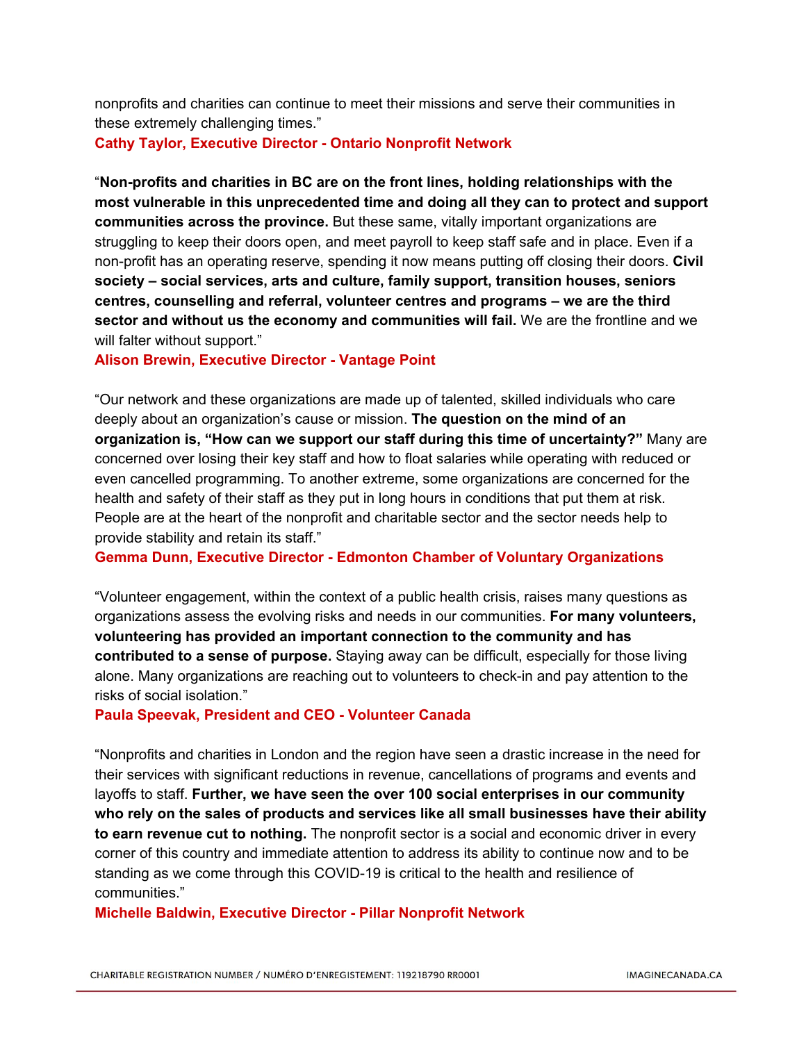nonprofits and charities can continue to meet their missions and serve their communities in these extremely challenging times."

**Cathy Taylor, Executive Director - Ontario Nonprofit Network**

"**Non-profits and charities in BC are on the front lines, holding relationships with the most vulnerable in this unprecedented time and doing all they can to protect and support communities across the province.** But these same, vitally important organizations are struggling to keep their doors open, and meet payroll to keep staff safe and in place. Even if a non-profit has an operating reserve, spending it now means putting off closing their doors. **Civil society – social services, arts and culture, family support, transition houses, seniors centres, counselling and referral, volunteer centres and programs – we are the third sector and without us the economy and communities will fail.** We are the frontline and we will falter without support."

**Alison Brewin, Executive Director - Vantage Point**

"Our network and these organizations are made up of talented, skilled individuals who care deeply about an organization's cause or mission. **The question on the mind of an organization is, "How can we support our staff during this time of uncertainty?"** Many are concerned over losing their key staff and how to float salaries while operating with reduced or even cancelled programming. To another extreme, some organizations are concerned for the health and safety of their staff as they put in long hours in conditions that put them at risk. People are at the heart of the nonprofit and charitable sector and the sector needs help to provide stability and retain its staff."

**Gemma Dunn, Executive Director - Edmonton Chamber of Voluntary Organizations**

"Volunteer engagement, within the context of a public health crisis, raises many questions as organizations assess the evolving risks and needs in our communities. **For many volunteers, volunteering has provided an important connection to the community and has contributed to a sense of purpose.** Staying away can be difficult, especially for those living alone. Many organizations are reaching out to volunteers to check-in and pay attention to the risks of social isolation."

**Paula Speevak, President and CEO - Volunteer Canada**

"Nonprofits and charities in London and the region have seen a drastic increase in the need for their services with significant reductions in revenue, cancellations of programs and events and layoffs to staff. **Further, we have seen the over 100 social enterprises in our community who rely on the sales of products and services like all small businesses have their ability to earn revenue cut to nothing.** The nonprofit sector is a social and economic driver in every corner of this country and immediate attention to address its ability to continue now and to be standing as we come through this COVID-19 is critical to the health and resilience of communities."

**Michelle Baldwin, Executive Director - Pillar Nonprofit Network**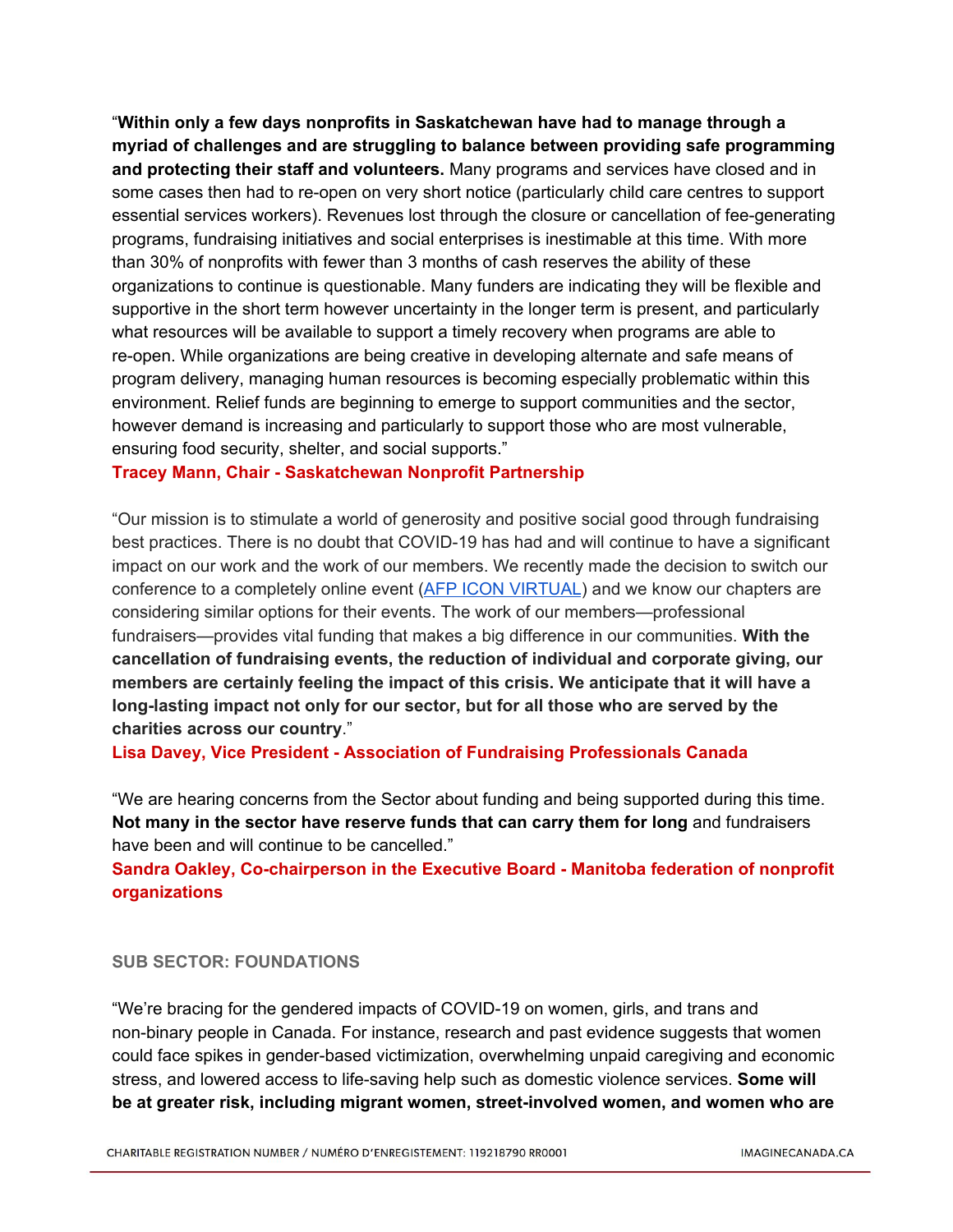“**Within only a few days nonprofits in Saskatchewan have had to manage through a myriad of challenges and are struggling to balance between providing safe programming and protecting their staff and volunteers.** Many programs and services have closed and in some cases then had to re-open on very short notice (particularly child care centres to support essential services workers). Revenues lost through the closure or cancellation of fee-generating programs, fundraising initiatives and social enterprises is inestimable at this time. With more than 30% of nonprofits with fewer than 3 months of cash reserves the ability of these organizations to continue is questionable. Many funders are indicating they will be flexible and supportive in the short term however uncertainty in the longer term is present, and particularly what resources will be available to support a timely recovery when programs are able to re-open. While organizations are being creative in developing alternate and safe means of program delivery, managing human resources is becoming especially problematic within this environment. Relief funds are beginning to emerge to support communities and the sector, however demand is increasing and particularly to support those who are most vulnerable, ensuring food security, shelter, and social supports.”

**Tracey Mann, Chair - Saskatchewan Nonprofit Partnership**

“Our mission is to stimulate a world of generosity and positive social good through fundraising best practices. There is no doubt that COVID-19 has had and will continue to have a significant impact on our work and the work of our members. We recently made the decision to switch our conference to a completely online event (AFP ICON VIRTUAL) and we know our chapters are considering similar options for their events. The work of our members—professional fundraisers—provides vital funding that makes a big difference in our communities. **With the cancellation of fundraising events, the reduction of individual and corporate giving, our members are certainly feeling the impact of this crisis. We anticipate that it will have a long-lasting impact not only for our sector, but for all those who are served by the charities across our country**.”

**Lisa Davey, Vice President - Association of Fundraising Professionals Canada**

“We are hearing concerns from the Sector about funding and being supported during this time. **Not many in the sector have reserve funds that can carry them for long** and fundraisers have been and will continue to be cancelled.”

**Sandra Oakley, Co-chairperson in the Executive Board - Manitoba federation of nonprofit organizations**

## SUB SECTOR: FOUNDATIONS

“We’re bracing for the gendered impacts of COVID-19 on women, girls, and trans and non-binary people in Canada. For instance, research and past evidence suggests that women could face spikes in gender-based victimization, overwhelming unpaid caregiving and economic stress, and lowered access to life-saving help such as domestic violence services. **Some will be at greater risk, including migrant women, street-involved women, and women who are**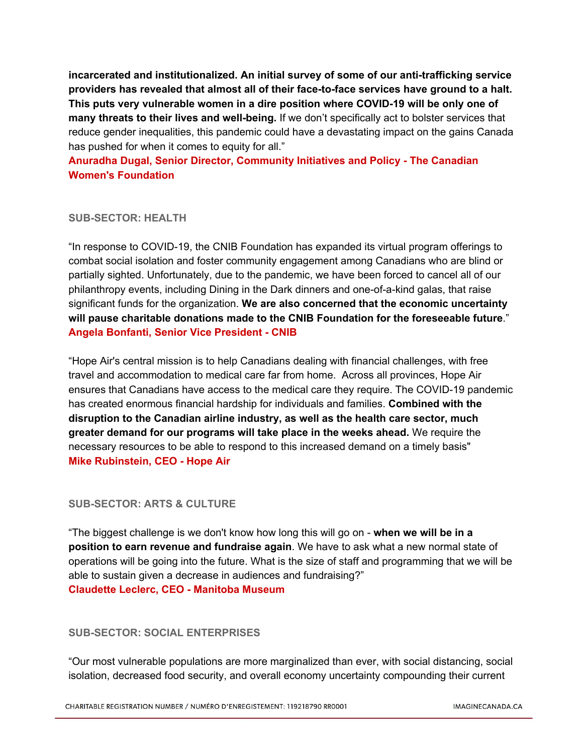**incarcerated and institutionalized. An initial survey of some of our anti-trafficking service providers has revealed that almost all of their face-to-face services have ground to a halt. This puts very vulnerable women in a dire position where COVID-19 will be only one of many threats to their lives and well-being.** If we don't specifically act to bolster services that reduce gender inequalities, this pandemic could have a devastating impact on the gains Canada has pushed for when it comes to equity for all."
**Anuradha Dugal, Senior Director, Community Initiatives and Policy - The Canadian Women's Foundation**

#### SUB-SECTOR: HEALTH

"In response to COVID-19, the CNIB Foundation has expanded its virtual program offerings to combat social isolation and foster community engagement among Canadians who are blind or partially sighted. Unfortunately, due to the pandemic, we have been forced to cancel all of our philanthropy events, including Dining in the Dark dinners and one-of-a-kind galas, that raise significant funds for the organization. **We are also concerned that the economic uncertainty will pause charitable donations made to the CNIB Foundation for the foreseeable future**."
**Angela Bonfanti, Senior Vice President - CNIB**

"Hope Air's central mission is to help Canadians dealing with financial challenges, with free travel and accommodation to medical care far from home. Across all provinces, Hope Air ensures that Canadians have access to the medical care they require. The COVID-19 pandemic has created enormous financial hardship for individuals and families. **Combined with the disruption to the Canadian airline industry, as well as the health care sector, much greater demand for our programs will take place in the weeks ahead.** We require the necessary resources to be able to respond to this increased demand on a timely basis"
**Mike Rubinstein, CEO - Hope Air**

#### SUB-SECTOR: ARTS & CULTURE

"The biggest challenge is we don't know how long this will go on - **when we will be in a position to earn revenue and fundraise again**. We have to ask what a new normal state of operations will be going into the future. What is the size of staff and programming that we will be able to sustain given a decrease in audiences and fundraising?"
**Claudette Leclerc, CEO - Manitoba Museum**

#### SUB-SECTOR: SOCIAL ENTERPRISES

"Our most vulnerable populations are more marginalized than ever, with social distancing, social isolation, decreased food security, and overall economy uncertainty compounding their current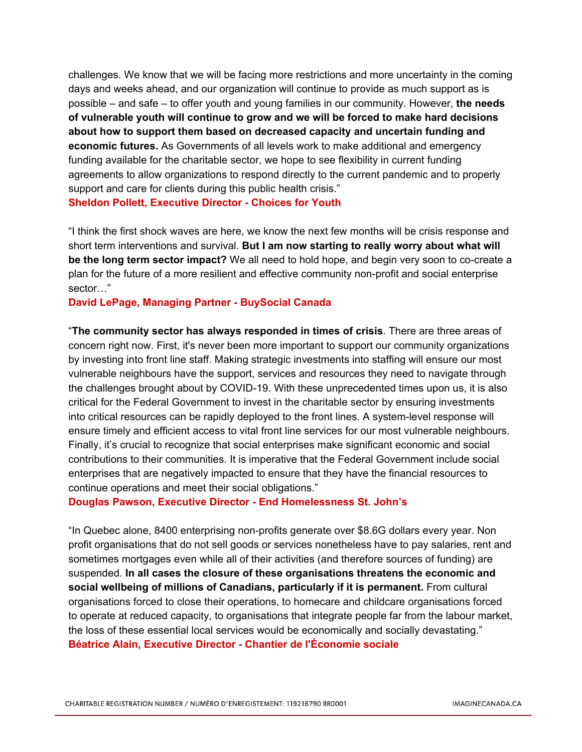challenges. We know that we will be facing more restrictions and more uncertainty in the coming days and weeks ahead, and our organization will continue to provide as much support as is possible – and safe – to offer youth and young families in our community. However, **the needs of vulnerable youth will continue to grow and we will be forced to make hard decisions about how to support them based on decreased capacity and uncertain funding and economic futures.** As Governments of all levels work to make additional and emergency funding available for the charitable sector, we hope to see flexibility in current funding agreements to allow organizations to respond directly to the current pandemic and to properly support and care for clients during this public health crisis."
**Sheldon Pollett, Executive Director - Choices for Youth**

"I think the first shock waves are here, we know the next few months will be crisis response and short term interventions and survival. **But I am now starting to really worry about what will be the long term sector impact?** We all need to hold hope, and begin very soon to co-create a plan for the future of a more resilient and effective community non-profit and social enterprise sector…"
**David LePage, Managing Partner - BuySocial Canada**

"**The community sector has always responded in times of crisis**. There are three areas of concern right now. First, it's never been more important to support our community organizations by investing into front line staff. Making strategic investments into staffing will ensure our most vulnerable neighbours have the support, services and resources they need to navigate through the challenges brought about by COVID-19. With these unprecedented times upon us, it is also critical for the Federal Government to invest in the charitable sector by ensuring investments into critical resources can be rapidly deployed to the front lines. A system-level response will ensure timely and efficient access to vital front line services for our most vulnerable neighbours. Finally, it's crucial to recognize that social enterprises make significant economic and social contributions to their communities. It is imperative that the Federal Government include social enterprises that are negatively impacted to ensure that they have the financial resources to continue operations and meet their social obligations."
**Douglas Pawson, Executive Director - End Homelessness St. John's**

"In Quebec alone, 8400 enterprising non-profits generate over $8.6G dollars every year. Non profit organisations that do not sell goods or services nonetheless have to pay salaries, rent and sometimes mortgages even while all of their activities (and therefore sources of funding) are suspended. **In all cases the closure of these organisations threatens the economic and social wellbeing of millions of Canadians, particularly if it is permanent.** From cultural organisations forced to close their operations, to homecare and childcare organisations forced to operate at reduced capacity, to organisations that integrate people far from the labour market, the loss of these essential local services would be economically and socially devastating."
**Béatrice Alain, Executive Director - Chantier de l'Économie sociale**